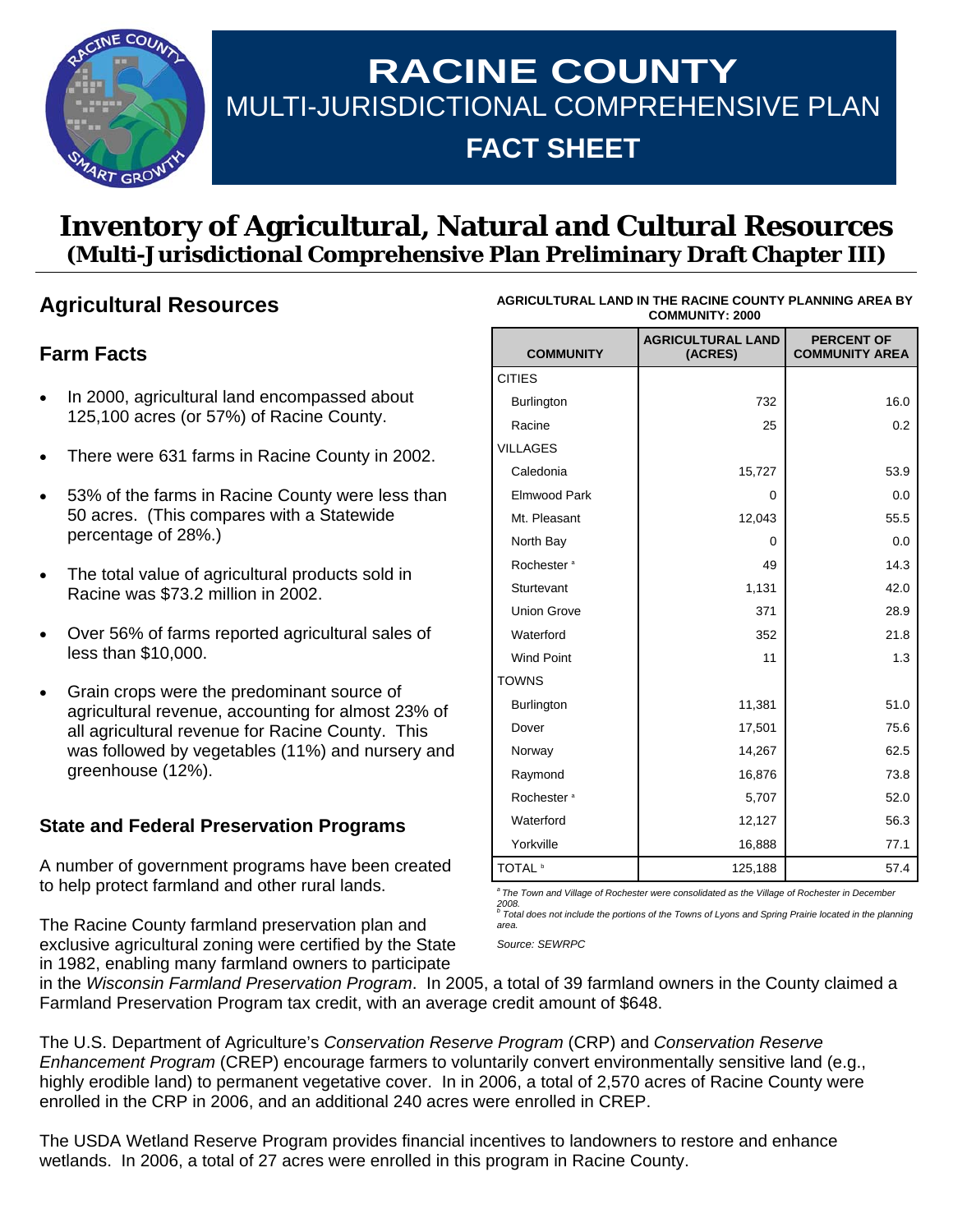# RACINE COUNTY

## MULTI-JURISDICTIONAL COMPREHENSIVE PLAN

## FACT SHEET

# Inventory of Agricultural, Natural and Cultural Resources

**(Multi-Jurisdictional Comprehensive Plan Preliminary Draft Chapter III)**

## Agricultural Resources

### Farm Facts

- In 2000, agricultural land encompassed about 125,100 acres (or 57%) of Racine County.
- There were 631 farms in Racine County in 2002.
- 53% of the farms in Racine County were less than 50 acres. (This compares with a Statewide percentage of 28%.)
- The total value of agricultural products sold in Racine was $73.2 million in 2002.
- Over 56% of farms reported agricultural sales of less than $10,000.
- Grain crops were the predominant source of agricultural revenue, accounting for almost 23% of all agricultural revenue for Racine County. This was followed by vegetables (11%) and nursery and greenhouse (12%).

**AGRICULTURAL LAND IN THE RACINE COUNTY PLANNING AREA BY COMMUNITY: 2000**

| COMMUNITY | AGRICULTURAL LAND (ACRES) | PERCENT OF COMMUNITY AREA |
|---|---|---|
| CITIES | | |
| Burlington | 732 | 16.0 |
| Racine | 25 | 0.2 |
| VILLAGES | | |
| Caledonia | 15,727 | 53.9 |
| Elmwood Park | 0 | 0.0 |
| Mt. Pleasant | 12,043 | 55.5 |
| North Bay | 0 | 0.0 |
| Rochester [a] | 49 | 14.3 |
| Sturtevant | 1,131 | 42.0 |
| Union Grove | 371 | 28.9 |
| Waterford | 352 | 21.8 |
| Wind Point | 11 | 1.3 |
| TOWNS | | |
| Burlington | 11,381 | 51.0 |
| Dover | 17,501 | 75.6 |
| Norway | 14,267 | 62.5 |
| Raymond | 16,876 | 73.8 |
| Rochester [a] | 5,707 | 52.0 |
| Waterford | 12,127 | 56.3 |
| Yorkville | 16,888 | 77.1 |
| TOTAL [b] | 125,188 | 57.4 |

*[a] The Town and Village of Rochester were consolidated as the Village of Rochester in December 2008.*

*[b] Total does not include the portions of the Towns of Lyons and Spring Prairie located in the planning area.*

*Source: SEWRPC*

### State and Federal Preservation Programs

A number of government programs have been created to help protect farmland and other rural lands.

The Racine County farmland preservation plan and exclusive agricultural zoning were certified by the State in 1982, enabling many farmland owners to participate in the *Wisconsin Farmland Preservation Program*. In 2005, a total of 39 farmland owners in the County claimed a Farmland Preservation Program tax credit, with an average credit amount of $648.

The U.S. Department of Agriculture's *Conservation Reserve Program* (CRP) and *Conservation Reserve Enhancement Program* (CREP) encourage farmers to voluntarily convert environmentally sensitive land (e.g., highly erodible land) to permanent vegetative cover. In in 2006, a total of 2,570 acres of Racine County were enrolled in the CRP in 2006, and an additional 240 acres were enrolled in CREP.

The USDA Wetland Reserve Program provides financial incentives to landowners to restore and enhance wetlands. In 2006, a total of 27 acres were enrolled in this program in Racine County.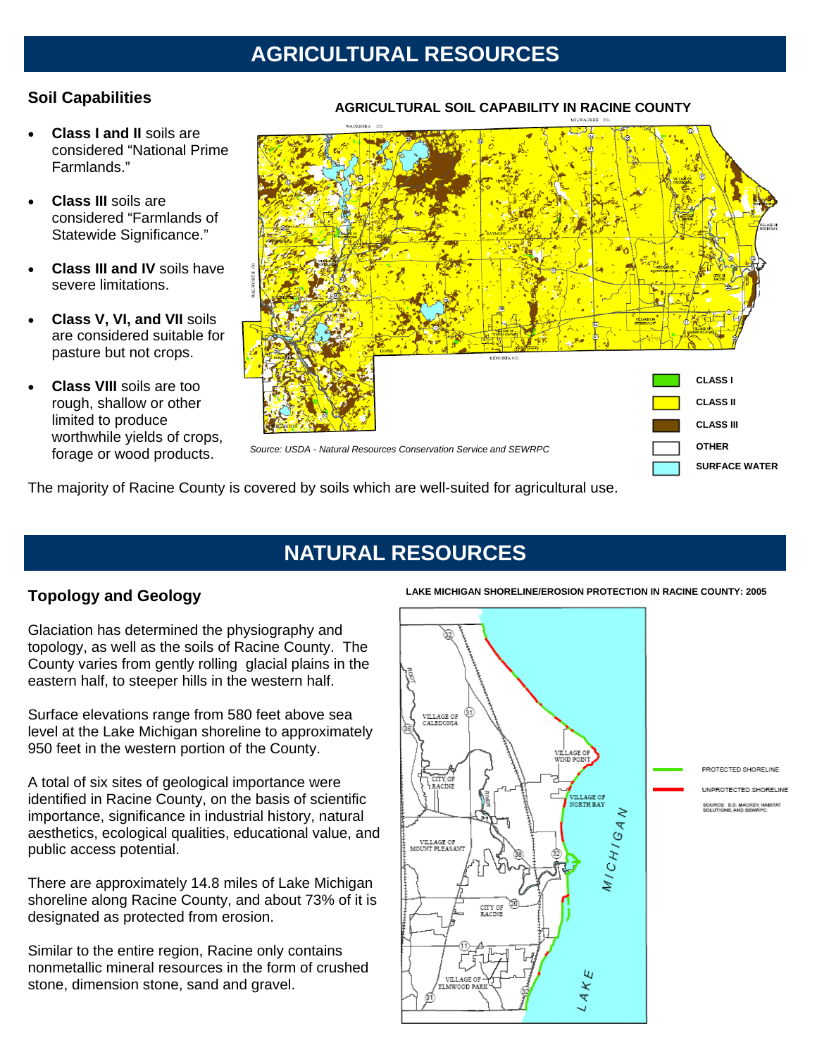# AGRICULTURAL RESOURCES

## Soil Capabilities

- **Class I and II** soils are considered "National Prime Farmlands."
- **Class III** soils are considered "Farmlands of Statewide Significance."
- **Class III and IV** soils have severe limitations.
- **Class V, VI, and VII** soils are considered suitable for pasture but not crops.
- **Class VIII** soils are too rough, shallow or other limited to produce worthwhile yields of crops, forage or wood products.

**AGRICULTURAL SOIL CAPABILITY IN RACINE COUNTY**

CLASS I
CLASS II
CLASS III
OTHER
SURFACE WATER

*Source: USDA - Natural Resources Conservation Service and SEWRPC*

The majority of Racine County is covered by soils which are well-suited for agricultural use.

# NATURAL RESOURCES

## Topology and Geology

Glaciation has determined the physiography and topology, as well as the soils of Racine County. The County varies from gently rolling glacial plains in the eastern half, to steeper hills in the western half.

Surface elevations range from 580 feet above sea level at the Lake Michigan shoreline to approximately 950 feet in the western portion of the County.

A total of six sites of geological importance were identified in Racine County, on the basis of scientific importance, significance in industrial history, natural aesthetics, ecological qualities, educational value, and public access potential.

There are approximately 14.8 miles of Lake Michigan shoreline along Racine County, and about 73% of it is designated as protected from erosion.

Similar to the entire region, Racine only contains nonmetallic mineral resources in the form of crushed stone, dimension stone, sand and gravel.

**LAKE MICHIGAN SHORELINE/EROSION PROTECTION IN RACINE COUNTY: 2005**

PROTECTED SHORELINE
UNPROTECTED SHORELINE

SOURCE: S.D. MACKEY, HABITAT SOLUTIONS, AND SEWRPC.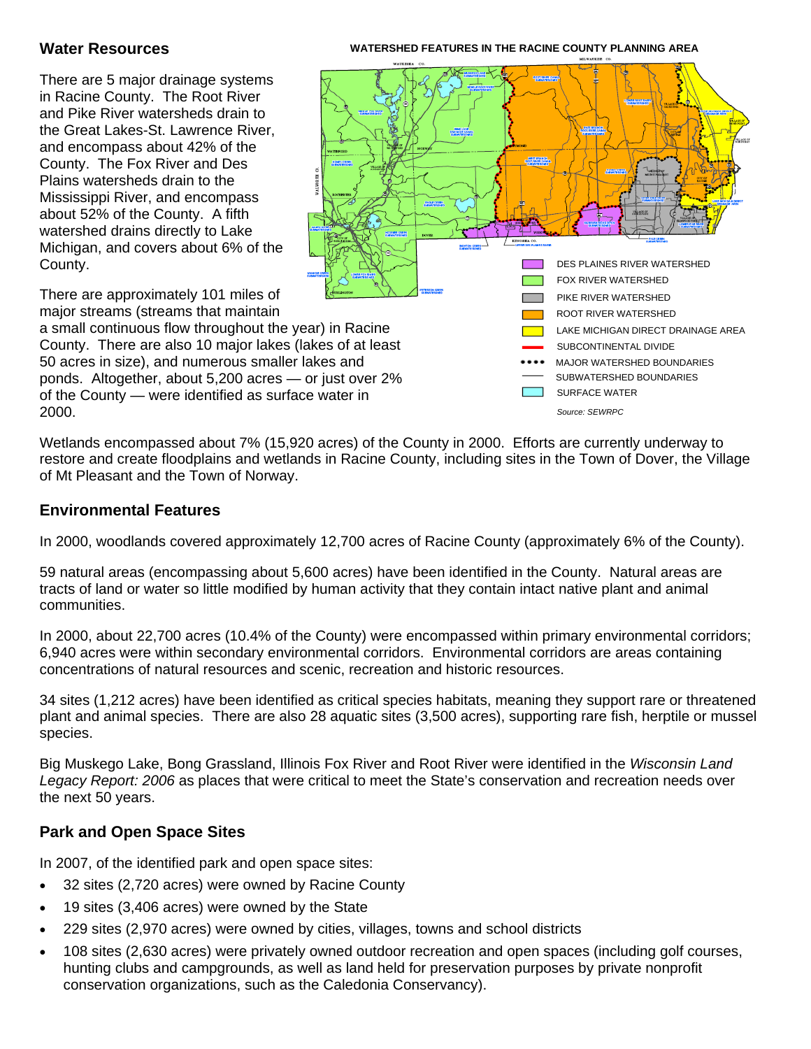## Water Resources

WATERSHED FEATURES IN THE RACINE COUNTY PLANNING AREA

There are 5 major drainage systems in Racine County. The Root River and Pike River watersheds drain to the Great Lakes-St. Lawrence River, and encompass about 42% of the County. The Fox River and Des Plains watersheds drain to the Mississippi River, and encompass about 52% of the County. A fifth watershed drains directly to Lake Michigan, and covers about 6% of the County.

There are approximately 101 miles of major streams (streams that maintain a small continuous flow throughout the year) in Racine County. There are also 10 major lakes (lakes of at least 50 acres in size), and numerous smaller lakes and ponds. Altogether, about 5,200 acres — or just over 2% of the County — were identified as surface water in 2000.

- DES PLAINES RIVER WATERSHED
- FOX RIVER WATERSHED
- PIKE RIVER WATERSHED
- ROOT RIVER WATERSHED
- LAKE MICHIGAN DIRECT DRAINAGE AREA
- SUBCONTINENTAL DIVIDE
- MAJOR WATERSHED BOUNDARIES
- SUBWATERSHED BOUNDARIES
- SURFACE WATER

*Source: SEWRPC*

Wetlands encompassed about 7% (15,920 acres) of the County in 2000. Efforts are currently underway to restore and create floodplains and wetlands in Racine County, including sites in the Town of Dover, the Village of Mt Pleasant and the Town of Norway.

## Environmental Features

In 2000, woodlands covered approximately 12,700 acres of Racine County (approximately 6% of the County).

59 natural areas (encompassing about 5,600 acres) have been identified in the County. Natural areas are tracts of land or water so little modified by human activity that they contain intact native plant and animal communities.

In 2000, about 22,700 acres (10.4% of the County) were encompassed within primary environmental corridors; 6,940 acres were within secondary environmental corridors. Environmental corridors are areas containing concentrations of natural resources and scenic, recreation and historic resources.

34 sites (1,212 acres) have been identified as critical species habitats, meaning they support rare or threatened plant and animal species. There are also 28 aquatic sites (3,500 acres), supporting rare fish, herptile or mussel species.

Big Muskego Lake, Bong Grassland, Illinois Fox River and Root River were identified in the *Wisconsin Land Legacy Report: 2006* as places that were critical to meet the State's conservation and recreation needs over the next 50 years.

## Park and Open Space Sites

In 2007, of the identified park and open space sites:

- 32 sites (2,720 acres) were owned by Racine County
- 19 sites (3,406 acres) were owned by the State
- 229 sites (2,970 acres) were owned by cities, villages, towns and school districts
- 108 sites (2,630 acres) were privately owned outdoor recreation and open spaces (including golf courses, hunting clubs and campgrounds, as well as land held for preservation purposes by private nonprofit conservation organizations, such as the Caledonia Conservancy).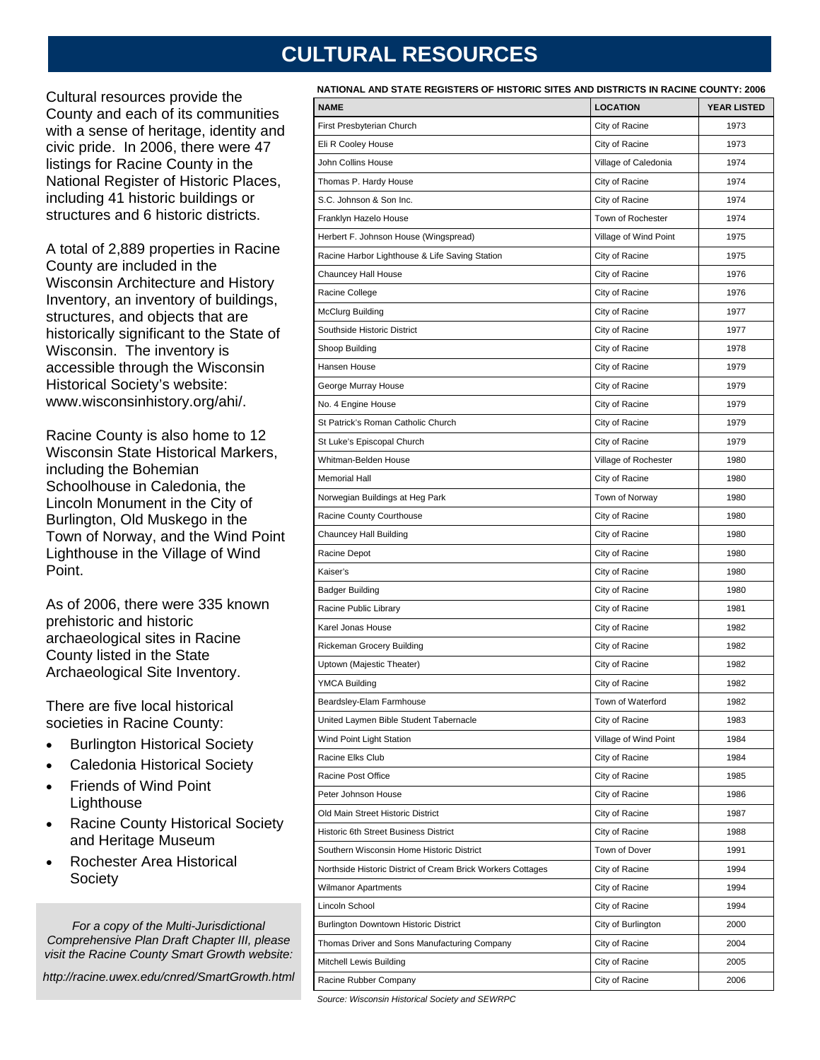# CULTURAL RESOURCES

Cultural resources provide the County and each of its communities with a sense of heritage, identity and civic pride. In 2006, there were 47 listings for Racine County in the National Register of Historic Places, including 41 historic buildings or structures and 6 historic districts.

A total of 2,889 properties in Racine County are included in the Wisconsin Architecture and History Inventory, an inventory of buildings, structures, and objects that are historically significant to the State of Wisconsin. The inventory is accessible through the Wisconsin Historical Society's website: www.wisconsinhistory.org/ahi/.

Racine County is also home to 12 Wisconsin State Historical Markers, including the Bohemian Schoolhouse in Caledonia, the Lincoln Monument in the City of Burlington, Old Muskego in the Town of Norway, and the Wind Point Lighthouse in the Village of Wind Point.

As of 2006, there were 335 known prehistoric and historic archaeological sites in Racine County listed in the State Archaeological Site Inventory.

There are five local historical societies in Racine County:

- Burlington Historical Society
- Caledonia Historical Society
- Friends of Wind Point Lighthouse
- Racine County Historical Society and Heritage Museum
- Rochester Area Historical Society

*For a copy of the Multi-Jurisdictional Comprehensive Plan Draft Chapter III, please visit the Racine County Smart Growth website:*

*http://racine.uwex.edu/cnred/SmartGrowth.html*

**NATIONAL AND STATE REGISTERS OF HISTORIC SITES AND DISTRICTS IN RACINE COUNTY: 2006**

| NAME | LOCATION | YEAR LISTED |
|---|---|---|
| First Presbyterian Church | City of Racine | 1973 |
| Eli R Cooley House | City of Racine | 1973 |
| John Collins House | Village of Caledonia | 1974 |
| Thomas P. Hardy House | City of Racine | 1974 |
| S.C. Johnson & Son Inc. | City of Racine | 1974 |
| Franklyn Hazelo House | Town of Rochester | 1974 |
| Herbert F. Johnson House (Wingspread) | Village of Wind Point | 1975 |
| Racine Harbor Lighthouse & Life Saving Station | City of Racine | 1975 |
| Chauncey Hall House | City of Racine | 1976 |
| Racine College | City of Racine | 1976 |
| McClurg Building | City of Racine | 1977 |
| Southside Historic District | City of Racine | 1977 |
| Shoop Building | City of Racine | 1978 |
| Hansen House | City of Racine | 1979 |
| George Murray House | City of Racine | 1979 |
| No. 4 Engine House | City of Racine | 1979 |
| St Patrick's Roman Catholic Church | City of Racine | 1979 |
| St Luke's Episcopal Church | City of Racine | 1979 |
| Whitman-Belden House | Village of Rochester | 1980 |
| Memorial Hall | City of Racine | 1980 |
| Norwegian Buildings at Heg Park | Town of Norway | 1980 |
| Racine County Courthouse | City of Racine | 1980 |
| Chauncey Hall Building | City of Racine | 1980 |
| Racine Depot | City of Racine | 1980 |
| Kaiser's | City of Racine | 1980 |
| Badger Building | City of Racine | 1980 |
| Racine Public Library | City of Racine | 1981 |
| Karel Jonas House | City of Racine | 1982 |
| Rickeman Grocery Building | City of Racine | 1982 |
| Uptown (Majestic Theater) | City of Racine | 1982 |
| YMCA Building | City of Racine | 1982 |
| Beardsley-Elam Farmhouse | Town of Waterford | 1982 |
| United Laymen Bible Student Tabernacle | City of Racine | 1983 |
| Wind Point Light Station | Village of Wind Point | 1984 |
| Racine Elks Club | City of Racine | 1984 |
| Racine Post Office | City of Racine | 1985 |
| Peter Johnson House | City of Racine | 1986 |
| Old Main Street Historic District | City of Racine | 1987 |
| Historic 6th Street Business District | City of Racine | 1988 |
| Southern Wisconsin Home Historic District | Town of Dover | 1991 |
| Northside Historic District of Cream Brick Workers Cottages | City of Racine | 1994 |
| Wilmanor Apartments | City of Racine | 1994 |
| Lincoln School | City of Racine | 1994 |
| Burlington Downtown Historic District | City of Burlington | 2000 |
| Thomas Driver and Sons Manufacturing Company | City of Racine | 2004 |
| Mitchell Lewis Building | City of Racine | 2005 |
| Racine Rubber Company | City of Racine | 2006 |

*Source: Wisconsin Historical Society and SEWRPC*